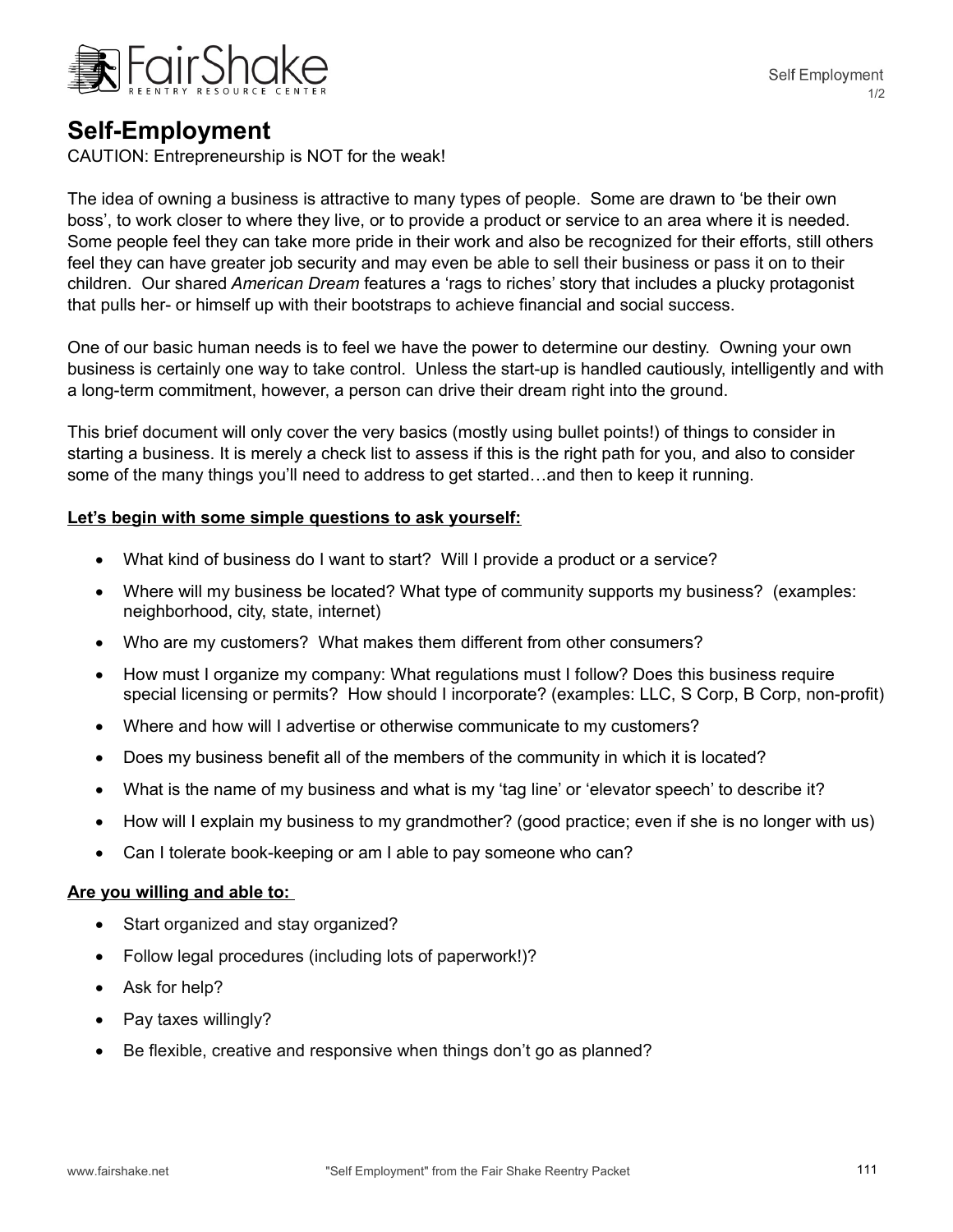# Self-Employment

CAUTION: Entrepreneurship is NOT for the weak!

The idea of owning a business is attractive to many types of people. Some are drawn to 'be their own boss', to work closer to where they live, or to provide a product or service to an area where it is needed. Some people feel they can take more pride in their work and also be recognized for their efforts, still others feel they can have greater job security and may even be able to sell their business or pass it on to their children. Our shared *American Dream* features a 'rags to riches' story that includes a plucky protagonist that pulls her- or himself up with their bootstraps to achieve financial and social success.

One of our basic human needs is to feel we have the power to determine our destiny. Owning your own business is certainly one way to take control. Unless the start-up is handled cautiously, intelligently and with a long-term commitment, however, a person can drive their dream right into the ground.

This brief document will only cover the very basics (mostly using bullet points!) of things to consider in starting a business. It is merely a check list to assess if this is the right path for you, and also to consider some of the many things you'll need to address to get started…and then to keep it running.

**Let's begin with some simple questions to ask yourself:**

- What kind of business do I want to start? Will I provide a product or a service?
- Where will my business be located? What type of community supports my business? (examples: neighborhood, city, state, internet)
- Who are my customers? What makes them different from other consumers?
- How must I organize my company: What regulations must I follow? Does this business require special licensing or permits? How should I incorporate? (examples: LLC, S Corp, B Corp, non-profit)
- Where and how will I advertise or otherwise communicate to my customers?
- Does my business benefit all of the members of the community in which it is located?
- What is the name of my business and what is my 'tag line' or 'elevator speech' to describe it?
- How will I explain my business to my grandmother? (good practice; even if she is no longer with us)
- Can I tolerate book-keeping or am I able to pay someone who can?

**Are you willing and able to:**

- Start organized and stay organized?
- Follow legal procedures (including lots of paperwork!)?
- Ask for help?
- Pay taxes willingly?
- Be flexible, creative and responsive when things don't go as planned?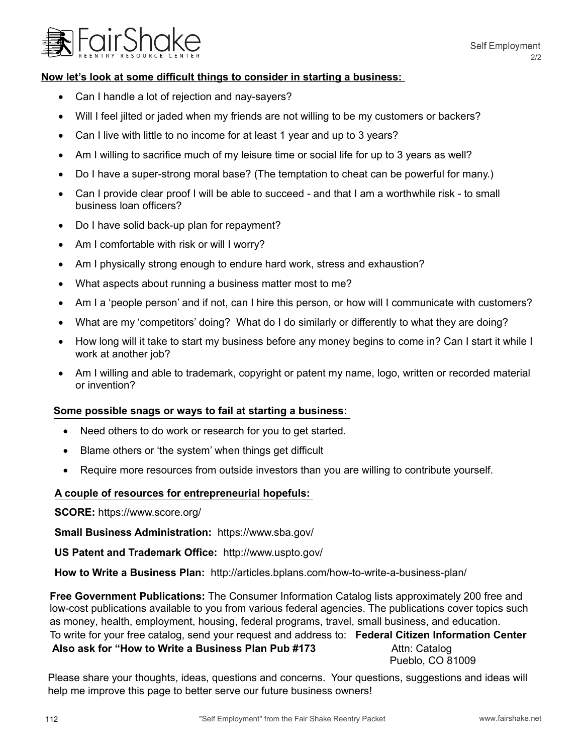**Now let's look at some difficult things to consider in starting a business:**

- Can I handle a lot of rejection and nay-sayers?
- Will I feel jilted or jaded when my friends are not willing to be my customers or backers?
- Can I live with little to no income for at least 1 year and up to 3 years?
- Am I willing to sacrifice much of my leisure time or social life for up to 3 years as well?
- Do I have a super-strong moral base? (The temptation to cheat can be powerful for many.)
- Can I provide clear proof I will be able to succeed - and that I am a worthwhile risk - to small business loan officers?
- Do I have solid back-up plan for repayment?
- Am I comfortable with risk or will I worry?
- Am I physically strong enough to endure hard work, stress and exhaustion?
- What aspects about running a business matter most to me?
- Am I a 'people person' and if not, can I hire this person, or how will I communicate with customers?
- What are my 'competitors' doing? What do I do similarly or differently to what they are doing?
- How long will it take to start my business before any money begins to come in? Can I start it while I work at another job?
- Am I willing and able to trademark, copyright or patent my name, logo, written or recorded material or invention?

**Some possible snags or ways to fail at starting a business:**

- Need others to do work or research for you to get started.
- Blame others or 'the system' when things get difficult
- Require more resources from outside investors than you are willing to contribute yourself.

**A couple of resources for entrepreneurial hopefuls:**

**SCORE:** https://www.score.org/

**Small Business Administration:** https://www.sba.gov/

**US Patent and Trademark Office:** http://www.uspto.gov/

**How to Write a Business Plan:** http://articles.bplans.com/how-to-write-a-business-plan/

**Free Government Publications:** The Consumer Information Catalog lists approximately 200 free and low-cost publications available to you from various federal agencies. The publications cover topics such as money, health, employment, housing, federal programs, travel, small business, and education. To write for your free catalog, send your request and address to: **Federal Citizen Information Center**
Attn: Catalog
Pueblo, CO 81009

**Also ask for "How to Write a Business Plan Pub #173**

Please share your thoughts, ideas, questions and concerns. Your questions, suggestions and ideas will help me improve this page to better serve our future business owners!